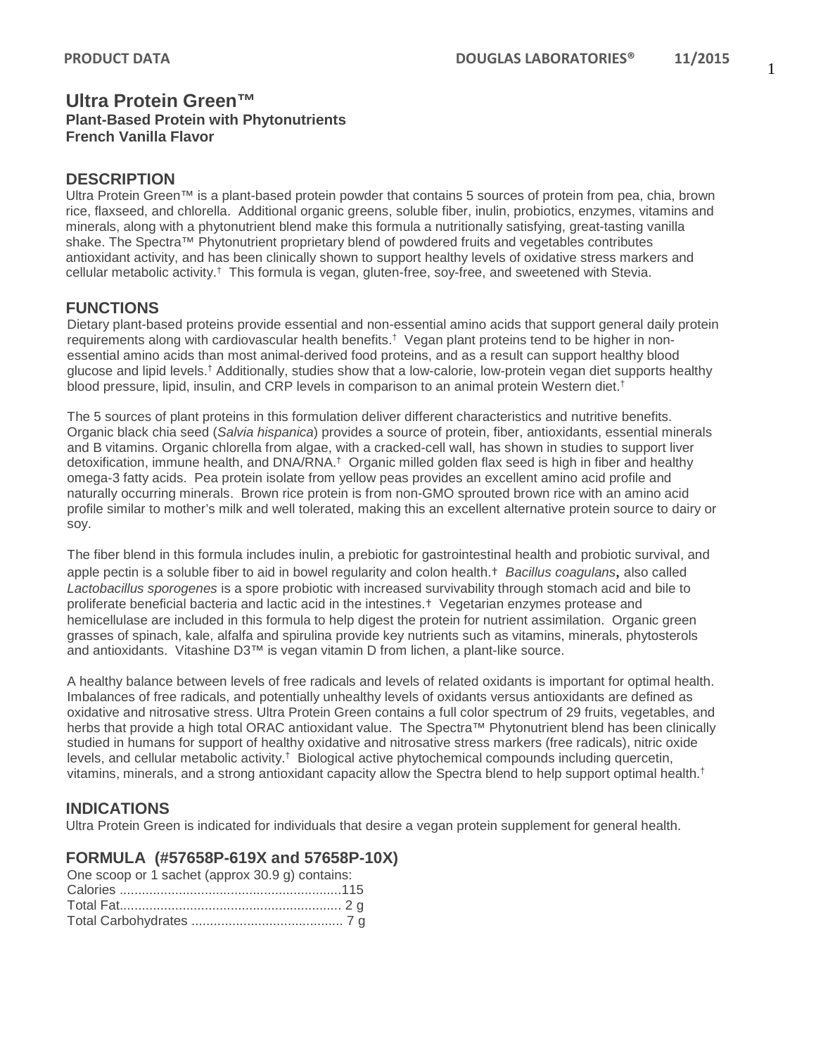# Ultra Protein Green™

**Plant-Based Protein with Phytonutrients**
**French Vanilla Flavor**

## DESCRIPTION

Ultra Protein Green™ is a plant-based protein powder that contains 5 sources of protein from pea, chia, brown rice, flaxseed, and chlorella. Additional organic greens, soluble fiber, inulin, probiotics, enzymes, vitamins and minerals, along with a phytonutrient blend make this formula a nutritionally satisfying, great-tasting vanilla shake. The Spectra™ Phytonutrient proprietary blend of powdered fruits and vegetables contributes antioxidant activity, and has been clinically shown to support healthy levels of oxidative stress markers and cellular metabolic activity.† This formula is vegan, gluten-free, soy-free, and sweetened with Stevia.

## FUNCTIONS

Dietary plant-based proteins provide essential and non-essential amino acids that support general daily protein requirements along with cardiovascular health benefits.† Vegan plant proteins tend to be higher in non-essential amino acids than most animal-derived food proteins, and as a result can support healthy blood glucose and lipid levels.† Additionally, studies show that a low-calorie, low-protein vegan diet supports healthy blood pressure, lipid, insulin, and CRP levels in comparison to an animal protein Western diet.†

The 5 sources of plant proteins in this formulation deliver different characteristics and nutritive benefits. Organic black chia seed (*Salvia hispanica*) provides a source of protein, fiber, antioxidants, essential minerals and B vitamins. Organic chlorella from algae, with a cracked-cell wall, has shown in studies to support liver detoxification, immune health, and DNA/RNA.† Organic milled golden flax seed is high in fiber and healthy omega-3 fatty acids. Pea protein isolate from yellow peas provides an excellent amino acid profile and naturally occurring minerals. Brown rice protein is from non-GMO sprouted brown rice with an amino acid profile similar to mother's milk and well tolerated, making this an excellent alternative protein source to dairy or soy.

The fiber blend in this formula includes inulin, a prebiotic for gastrointestinal health and probiotic survival, and apple pectin is a soluble fiber to aid in bowel regularity and colon health.† *Bacillus coagulans*, also called *Lactobacillus sporogenes* is a spore probiotic with increased survivability through stomach acid and bile to proliferate beneficial bacteria and lactic acid in the intestines.† Vegetarian enzymes protease and hemicellulase are included in this formula to help digest the protein for nutrient assimilation. Organic green grasses of spinach, kale, alfalfa and spirulina provide key nutrients such as vitamins, minerals, phytosterols and antioxidants. Vitashine D3™ is vegan vitamin D from lichen, a plant-like source.

A healthy balance between levels of free radicals and levels of related oxidants is important for optimal health. Imbalances of free radicals, and potentially unhealthy levels of oxidants versus antioxidants are defined as oxidative and nitrosative stress. Ultra Protein Green contains a full color spectrum of 29 fruits, vegetables, and herbs that provide a high total ORAC antioxidant value. The Spectra™ Phytonutrient blend has been clinically studied in humans for support of healthy oxidative and nitrosative stress markers (free radicals), nitric oxide levels, and cellular metabolic activity.† Biological active phytochemical compounds including quercetin, vitamins, minerals, and a strong antioxidant capacity allow the Spectra blend to help support optimal health.†

## INDICATIONS

Ultra Protein Green is indicated for individuals that desire a vegan protein supplement for general health.

## FORMULA (#57658P-619X and 57658P-10X)

One scoop or 1 sachet (approx 30.9 g) contains:

Calories ............................................................115
Total Fat............................................................ 2 g
Total Carbohydrates ......................................... 7 g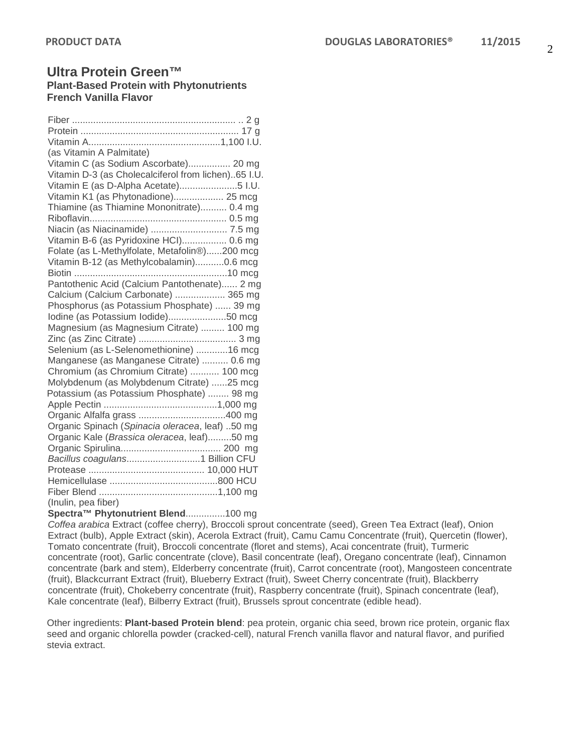# Ultra Protein Green™

### Plant-Based Protein with Phytonutrients
### French Vanilla Flavor

| Nutrient | Amount |
|---|---|
| Fiber | 2 g |
| Protein | 17 g |
| Vitamin A (as Vitamin A Palmitate) | 1,100 I.U. |
| Vitamin C (as Sodium Ascorbate) | 20 mg |
| Vitamin D-3 (as Cholecalciferol from lichen) | 65 I.U. |
| Vitamin E (as D-Alpha Acetate) | 5 I.U. |
| Vitamin K1 (as Phytonadione) | 25 mcg |
| Thiamine (as Thiamine Mononitrate) | 0.4 mg |
| Riboflavin | 0.5 mg |
| Niacin (as Niacinamide) | 7.5 mg |
| Vitamin B-6 (as Pyridoxine HCl) | 0.6 mg |
| Folate (as L-Methylfolate, Metafolin®) | 200 mcg |
| Vitamin B-12 (as Methylcobalamin) | 0.6 mcg |
| Biotin | 10 mcg |
| Pantothenic Acid (Calcium Pantothenate) | 2 mg |
| Calcium (Calcium Carbonate) | 365 mg |
| Phosphorus (as Potassium Phosphate) | 39 mg |
| Iodine (as Potassium Iodide) | 50 mcg |
| Magnesium (as Magnesium Citrate) | 100 mg |
| Zinc (as Zinc Citrate) | 3 mg |
| Selenium (as L-Selenomethionine) | 16 mcg |
| Manganese (as Manganese Citrate) | 0.6 mg |
| Chromium (as Chromium Citrate) | 100 mcg |
| Molybdenum (as Molybdenum Citrate) | 25 mcg |
| Potassium (as Potassium Phosphate) | 98 mg |
| Apple Pectin | 1,000 mg |
| Organic Alfalfa grass | 400 mg |
| Organic Spinach (*Spinacia oleracea*, leaf) | 50 mg |
| Organic Kale (*Brassica oleracea*, leaf) | 50 mg |
| Organic Spirulina | 200 mg |
| *Bacillus coagulans* | 1 Billion CFU |
| Protease | 10,000 HUT |
| Hemicellulase | 800 HCU |
| Fiber Blend (Inulin, pea fiber) | 1,100 mg |
| **Spectra™ Phytonutrient Blend** | 100 mg |

*Coffea arabica* Extract (coffee cherry), Broccoli sprout concentrate (seed), Green Tea Extract (leaf), Onion Extract (bulb), Apple Extract (skin), Acerola Extract (fruit), Camu Camu Concentrate (fruit), Quercetin (flower), Tomato concentrate (fruit), Broccoli concentrate (floret and stems), Acai concentrate (fruit), Turmeric concentrate (root), Garlic concentrate (clove), Basil concentrate (leaf), Oregano concentrate (leaf), Cinnamon concentrate (bark and stem), Elderberry concentrate (fruit), Carrot concentrate (root), Mangosteen concentrate (fruit), Blackcurrant Extract (fruit), Blueberry Extract (fruit), Sweet Cherry concentrate (fruit), Blackberry concentrate (fruit), Chokeberry concentrate (fruit), Raspberry concentrate (fruit), Spinach concentrate (leaf), Kale concentrate (leaf), Bilberry Extract (fruit), Brussels sprout concentrate (edible head).

Other ingredients: **Plant-based Protein blend**: pea protein, organic chia seed, brown rice protein, organic flax seed and organic chlorella powder (cracked-cell), natural French vanilla flavor and natural flavor, and purified stevia extract.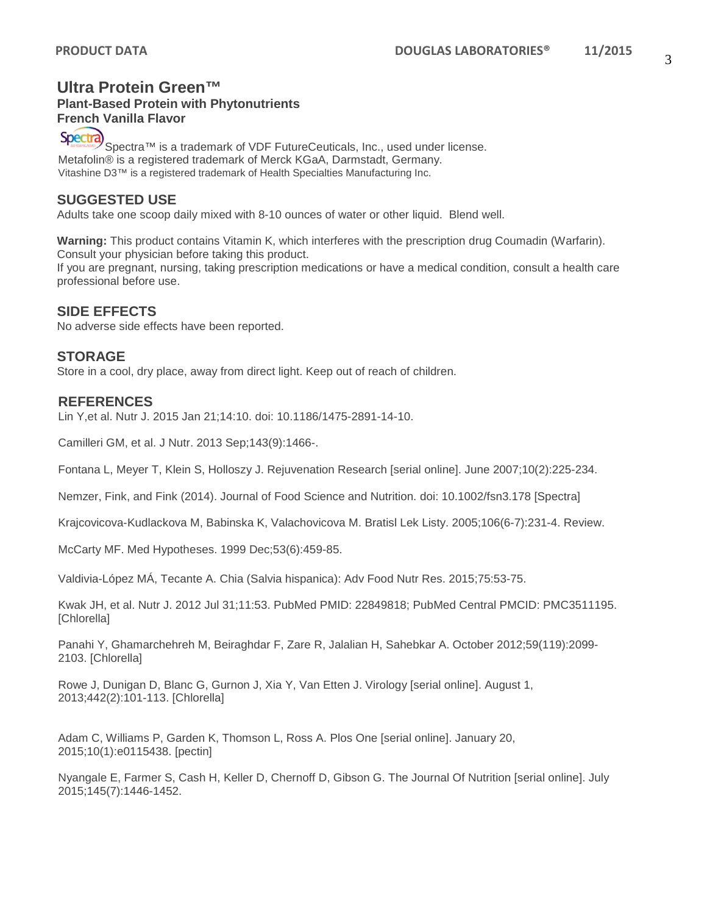# Ultra Protein Green™

### Plant-Based Protein with Phytonutrients
### French Vanilla Flavor

Spectra™ is a trademark of VDF FutureCeuticals, Inc., used under license.
Metafolin® is a registered trademark of Merck KGaA, Darmstadt, Germany.
Vitashine D3™ is a registered trademark of Health Specialties Manufacturing Inc.

## SUGGESTED USE

Adults take one scoop daily mixed with 8-10 ounces of water or other liquid. Blend well.

**Warning:** This product contains Vitamin K, which interferes with the prescription drug Coumadin (Warfarin). Consult your physician before taking this product.
If you are pregnant, nursing, taking prescription medications or have a medical condition, consult a health care professional before use.

## SIDE EFFECTS

No adverse side effects have been reported.

## STORAGE

Store in a cool, dry place, away from direct light. Keep out of reach of children.

## REFERENCES

Lin Y,et al. Nutr J. 2015 Jan 21;14:10. doi: 10.1186/1475-2891-14-10.

Camilleri GM, et al. J Nutr. 2013 Sep;143(9):1466-.

Fontana L, Meyer T, Klein S, Holloszy J. Rejuvenation Research [serial online]. June 2007;10(2):225-234.

Nemzer, Fink, and Fink (2014). Journal of Food Science and Nutrition. doi: 10.1002/fsn3.178 [Spectra]

Krajcovicova-Kudlackova M, Babinska K, Valachovicova M. Bratisl Lek Listy. 2005;106(6-7):231-4. Review.

McCarty MF. Med Hypotheses. 1999 Dec;53(6):459-85.

Valdivia-López MÁ, Tecante A. Chia (Salvia hispanica): Adv Food Nutr Res. 2015;75:53-75.

Kwak JH, et al. Nutr J. 2012 Jul 31;11:53. PubMed PMID: 22849818; PubMed Central PMCID: PMC3511195. [Chlorella]

Panahi Y, Ghamarchehreh M, Beiraghdar F, Zare R, Jalalian H, Sahebkar A. October 2012;59(119):2099-2103. [Chlorella]

Rowe J, Dunigan D, Blanc G, Gurnon J, Xia Y, Van Etten J. Virology [serial online]. August 1, 2013;442(2):101-113. [Chlorella]

Adam C, Williams P, Garden K, Thomson L, Ross A. Plos One [serial online]. January 20, 2015;10(1):e0115438. [pectin]

Nyangale E, Farmer S, Cash H, Keller D, Chernoff D, Gibson G. The Journal Of Nutrition [serial online]. July 2015;145(7):1446-1452.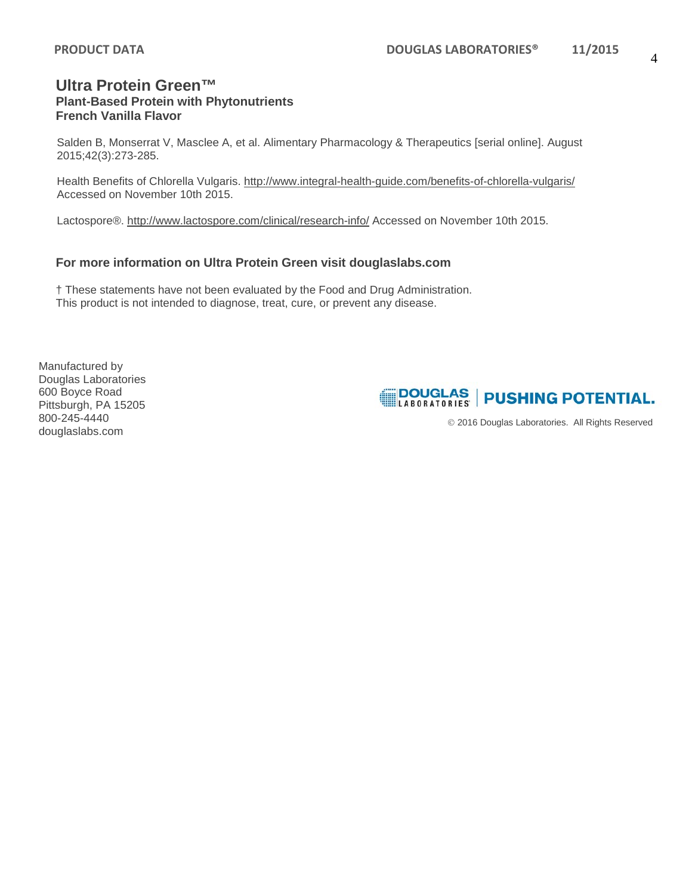## Ultra Protein Green™

### Plant-Based Protein with Phytonutrients
### French Vanilla Flavor

Salden B, Monserrat V, Masclee A, et al. Alimentary Pharmacology & Therapeutics [serial online]. August 2015;42(3):273-285.

Health Benefits of Chlorella Vulgaris. http://www.integral-health-guide.com/benefits-of-chlorella-vulgaris/ Accessed on November 10th 2015.

Lactospore®. http://www.lactospore.com/clinical/research-info/ Accessed on November 10th 2015.

**For more information on Ultra Protein Green visit douglaslabs.com**

† These statements have not been evaluated by the Food and Drug Administration.
This product is not intended to diagnose, treat, cure, or prevent any disease.

Manufactured by
Douglas Laboratories
600 Boyce Road
Pittsburgh, PA 15205
800-245-4440
douglaslabs.com

DOUGLAS LABORATORIES | PUSHING POTENTIAL.

© 2016 Douglas Laboratories. All Rights Reserved